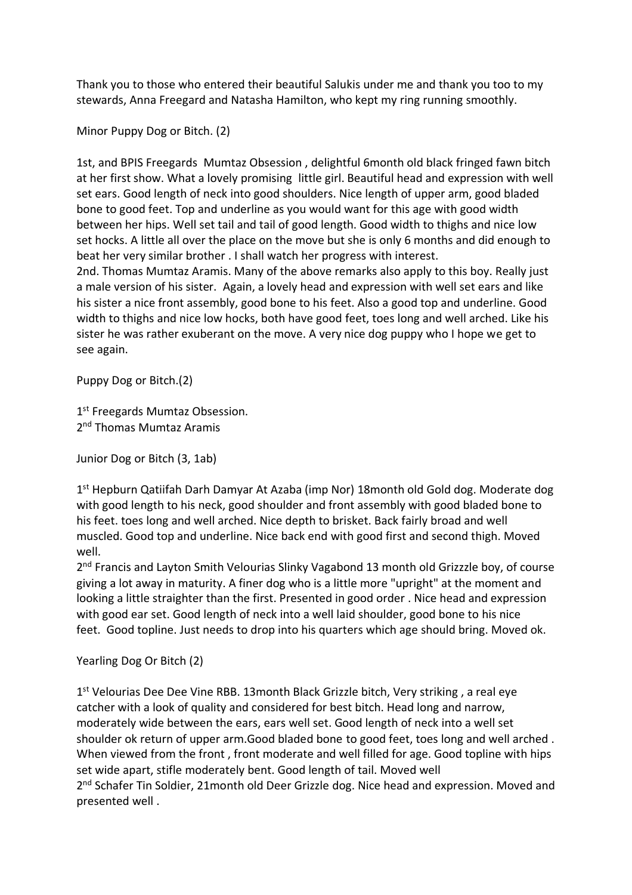Thank you to those who entered their beautiful Salukis under me and thank you too to my stewards, Anna Freegard and Natasha Hamilton, who kept my ring running smoothly.

Minor Puppy Dog or Bitch. (2)

1st, and BPIS Freegards Mumtaz Obsession , delightful 6month old black fringed fawn bitch at her first show. What a lovely promising little girl. Beautiful head and expression with well set ears. Good length of neck into good shoulders. Nice length of upper arm, good bladed bone to good feet. Top and underline as you would want for this age with good width between her hips. Well set tail and tail of good length. Good width to thighs and nice low set hocks. A little all over the place on the move but she is only 6 months and did enough to beat her very similar brother . I shall watch her progress with interest.
2nd. Thomas Mumtaz Aramis. Many of the above remarks also apply to this boy. Really just a male version of his sister. Again, a lovely head and expression with well set ears and like his sister a nice front assembly, good bone to his feet. Also a good top and underline. Good width to thighs and nice low hocks, both have good feet, toes long and well arched. Like his sister he was rather exuberant on the move. A very nice dog puppy who I hope we get to see again.

Puppy Dog or Bitch.(2)

1st Freegards Mumtaz Obsession.
2nd Thomas Mumtaz Aramis

Junior Dog or Bitch (3, 1ab)

1st Hepburn Qatiifah Darh Damyar At Azaba (imp Nor) 18month old Gold dog. Moderate dog with good length to his neck, good shoulder and front assembly with good bladed bone to his feet. toes long and well arched. Nice depth to brisket. Back fairly broad and well muscled. Good top and underline. Nice back end with good first and second thigh. Moved well.
2nd Francis and Layton Smith Velourias Slinky Vagabond 13 month old Grizzzle boy, of course giving a lot away in maturity. A finer dog who is a little more "upright" at the moment and looking a little straighter than the first. Presented in good order . Nice head and expression with good ear set. Good length of neck into a well laid shoulder, good bone to his nice feet. Good topline. Just needs to drop into his quarters which age should bring. Moved ok.

Yearling Dog Or Bitch (2)

1st Velourias Dee Dee Vine RBB. 13month Black Grizzle bitch, Very striking , a real eye catcher with a look of quality and considered for best bitch. Head long and narrow, moderately wide between the ears, ears well set. Good length of neck into a well set shoulder ok return of upper arm.Good bladed bone to good feet, toes long and well arched . When viewed from the front , front moderate and well filled for age. Good topline with hips set wide apart, stifle moderately bent. Good length of tail. Moved well
2nd Schafer Tin Soldier, 21month old Deer Grizzle dog. Nice head and expression. Moved and presented well .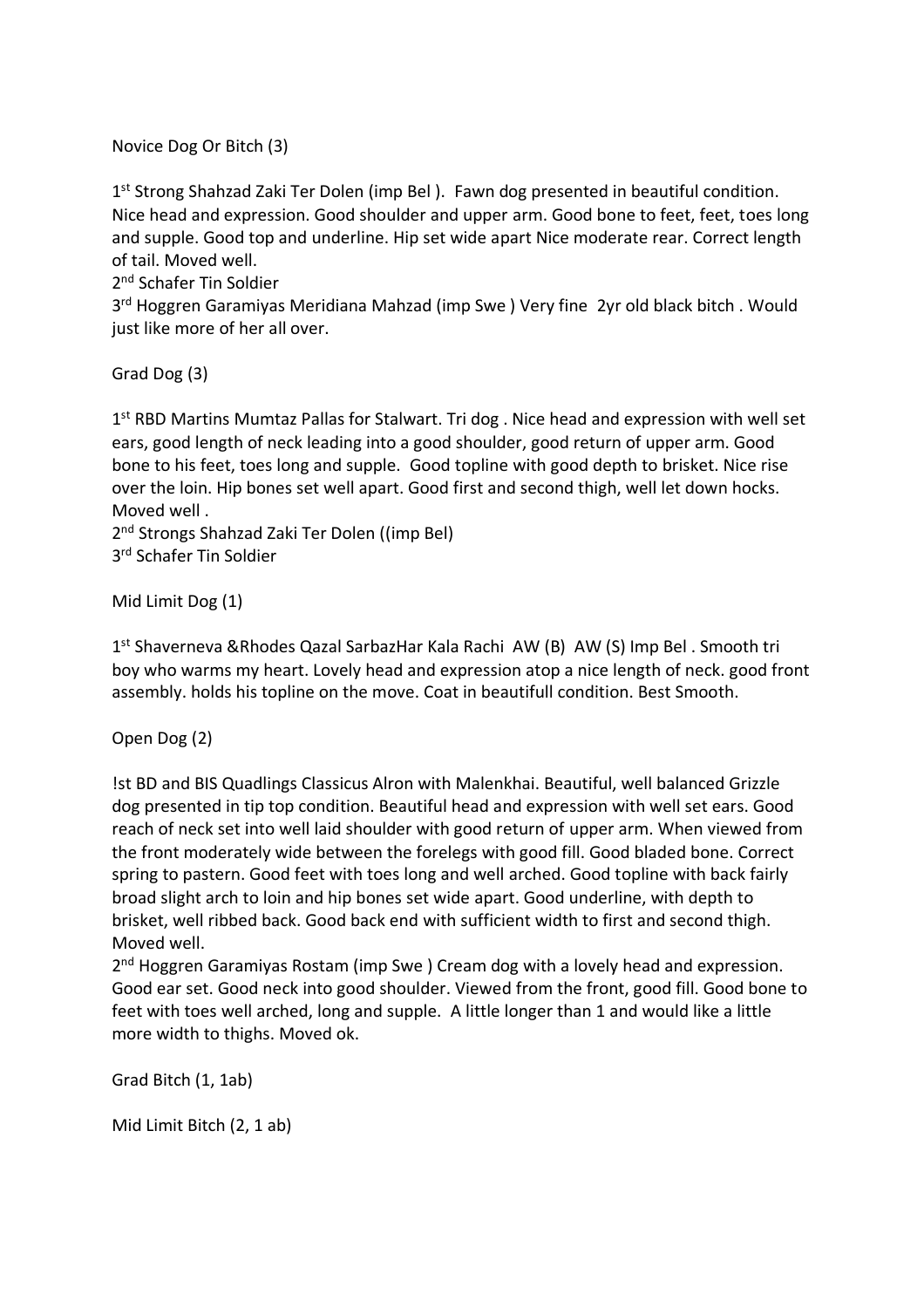Novice Dog Or Bitch (3)

1st Strong Shahzad Zaki Ter Dolen (imp Bel ). Fawn dog presented in beautiful condition. Nice head and expression. Good shoulder and upper arm. Good bone to feet, feet, toes long and supple. Good top and underline. Hip set wide apart Nice moderate rear. Correct length of tail. Moved well.
2nd Schafer Tin Soldier
3rd Hoggren Garamiyas Meridiana Mahzad (imp Swe ) Very fine 2yr old black bitch . Would just like more of her all over.

Grad Dog (3)

1st RBD Martins Mumtaz Pallas for Stalwart. Tri dog . Nice head and expression with well set ears, good length of neck leading into a good shoulder, good return of upper arm. Good bone to his feet, toes long and supple. Good topline with good depth to brisket. Nice rise over the loin. Hip bones set well apart. Good first and second thigh, well let down hocks. Moved well .
2nd Strongs Shahzad Zaki Ter Dolen ((imp Bel)
3rd Schafer Tin Soldier

Mid Limit Dog (1)

1st Shaverneva &Rhodes Qazal SarbazHar Kala Rachi AW (B) AW (S) Imp Bel . Smooth tri boy who warms my heart. Lovely head and expression atop a nice length of neck. good front assembly. holds his topline on the move. Coat in beautifull condition. Best Smooth.

Open Dog (2)

!st BD and BIS Quadlings Classicus Alron with Malenkhai. Beautiful, well balanced Grizzle dog presented in tip top condition. Beautiful head and expression with well set ears. Good reach of neck set into well laid shoulder with good return of upper arm. When viewed from the front moderately wide between the forelegs with good fill. Good bladed bone. Correct spring to pastern. Good feet with toes long and well arched. Good topline with back fairly broad slight arch to loin and hip bones set wide apart. Good underline, with depth to brisket, well ribbed back. Good back end with sufficient width to first and second thigh. Moved well.
2nd Hoggren Garamiyas Rostam (imp Swe ) Cream dog with a lovely head and expression. Good ear set. Good neck into good shoulder. Viewed from the front, good fill. Good bone to feet with toes well arched, long and supple. A little longer than 1 and would like a little more width to thighs. Moved ok.

Grad Bitch (1, 1ab)

Mid Limit Bitch (2, 1 ab)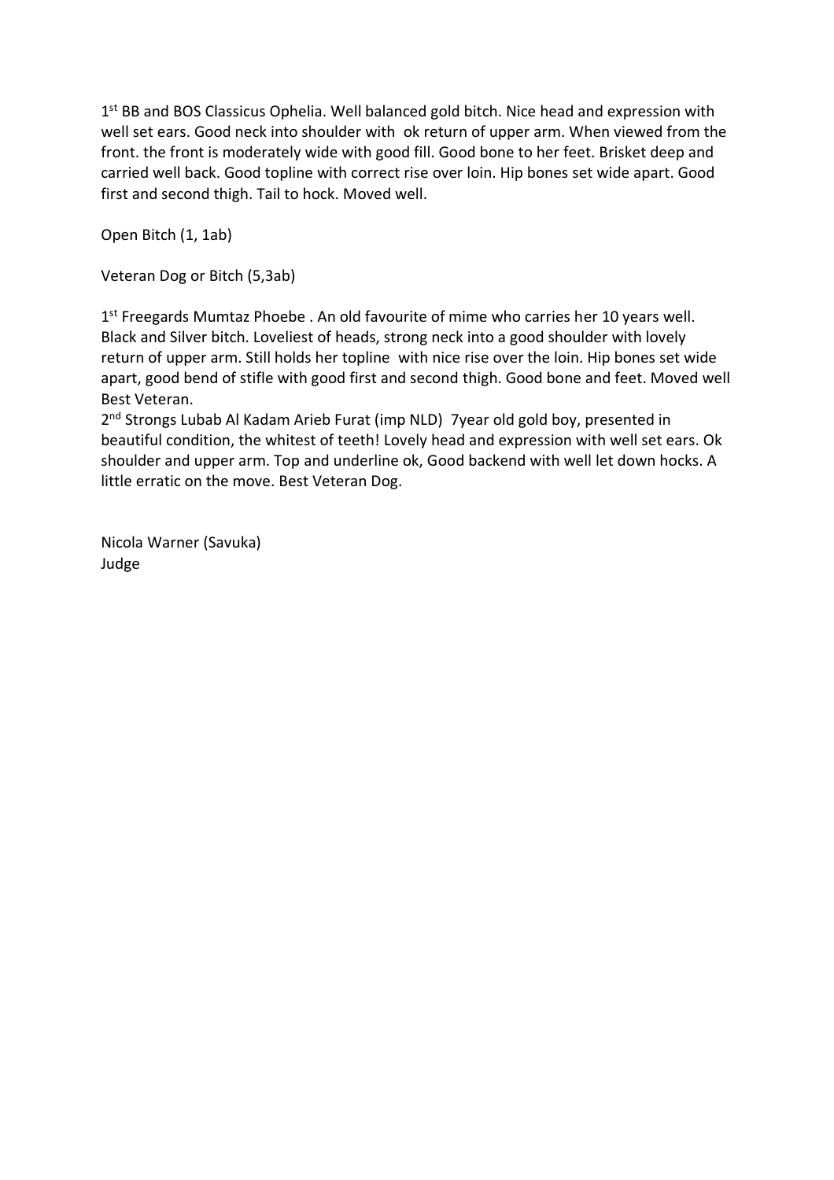1st BB and BOS Classicus Ophelia. Well balanced gold bitch. Nice head and expression with well set ears. Good neck into shoulder with ok return of upper arm. When viewed from the front. the front is moderately wide with good fill. Good bone to her feet. Brisket deep and carried well back. Good topline with correct rise over loin. Hip bones set wide apart. Good first and second thigh. Tail to hock. Moved well.

Open Bitch (1, 1ab)

Veteran Dog or Bitch (5,3ab)

1st Freegards Mumtaz Phoebe . An old favourite of mime who carries her 10 years well. Black and Silver bitch. Loveliest of heads, strong neck into a good shoulder with lovely return of upper arm. Still holds her topline with nice rise over the loin. Hip bones set wide apart, good bend of stifle with good first and second thigh. Good bone and feet. Moved well Best Veteran.

2nd Strongs Lubab Al Kadam Arieb Furat (imp NLD) 7year old gold boy, presented in beautiful condition, the whitest of teeth! Lovely head and expression with well set ears. Ok shoulder and upper arm. Top and underline ok, Good backend with well let down hocks. A little erratic on the move. Best Veteran Dog.

Nicola Warner (Savuka)
Judge